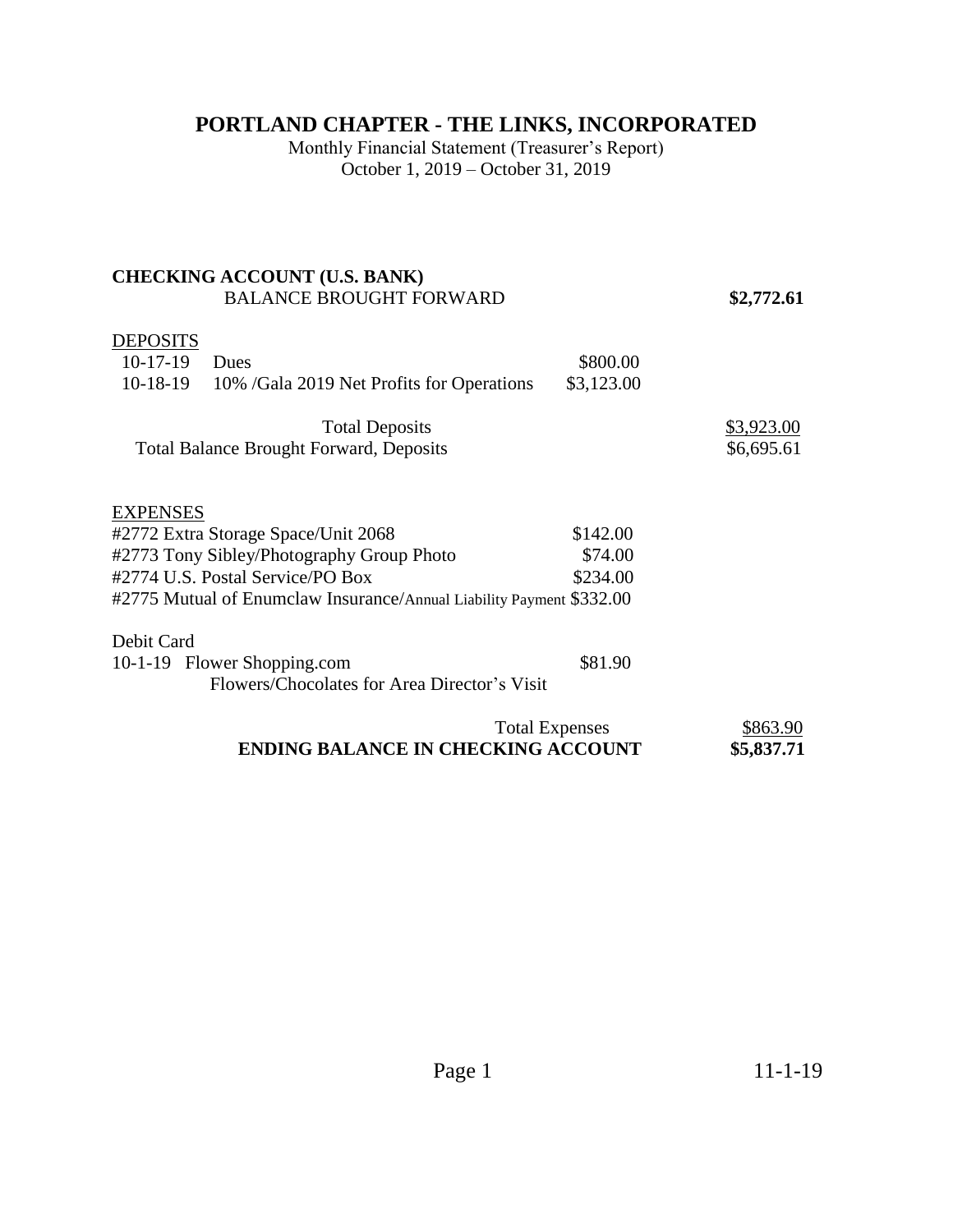# PORTLAND CHAPTER - THE LINKS, INCORPORATED

Monthly Financial Statement (Treasurer's Report)
October 1, 2019 – October 31, 2019

**CHECKING ACCOUNT (U.S. BANK)**

| | | | |
|---|---|---|---|
| BALANCE BROUGHT FORWARD | | | **$2,772.61** |
| DEPOSITS | | | |
| 10-17-19 | Dues | $800.00 | |
| 10-18-19 | 10% /Gala 2019 Net Profits for Operations | $3,123.00 | |
| | Total Deposits | | $3,923.00 |
| | Total Balance Brought Forward, Deposits | | $6,695.61 |
| EXPENSES | | | |
| #2772 | Extra Storage Space/Unit 2068 | $142.00 | |
| #2773 | Tony Sibley/Photography Group Photo | $74.00 | |
| #2774 | U.S. Postal Service/PO Box | $234.00 | |
| #2775 | Mutual of Enumclaw Insurance/Annual Liability Payment | $332.00 | |
| Debit Card | | | |
| 10-1-19 | Flower Shopping.com<br>Flowers/Chocolates for Area Director's Visit | $81.90 | |
| | Total Expenses | | $863.90 |
| | **ENDING BALANCE IN CHECKING ACCOUNT** | | **$5,837.71** |

11-1-19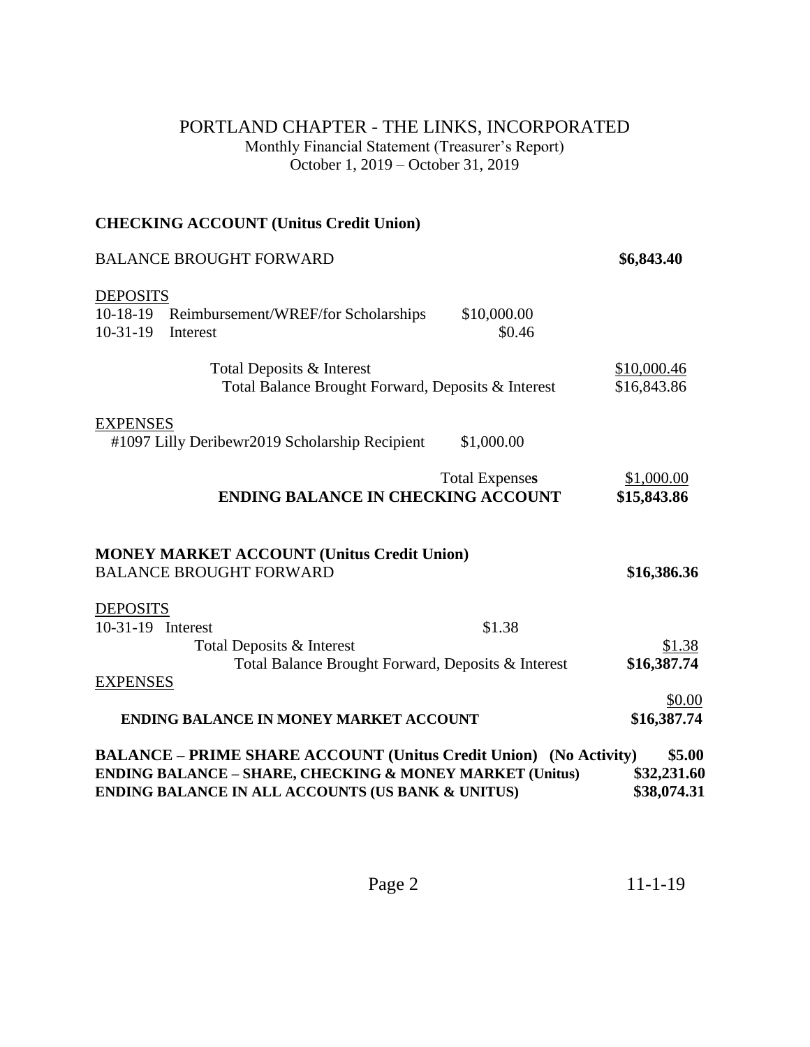PORTLAND CHAPTER - THE LINKS, INCORPORATED

Monthly Financial Statement (Treasurer's Report)

October 1, 2019 – October 31, 2019

**CHECKING ACCOUNT (Unitus Credit Union)**

| | | | |
|---|---|---|---|
| BALANCE BROUGHT FORWARD | | | **\$6,843.40** |
| DEPOSITS | | | |
| 10-18-19 | Reimbursement/WREF/for Scholarships | \$10,000.00 | |
| 10-31-19 | Interest | \$0.46 | |
| | Total Deposits & Interest | | \$10,000.46 |
| | Total Balance Brought Forward, Deposits & Interest | | \$16,843.86 |
| EXPENSES | | | |
| #1097 Lilly Deribewr2019 Scholarship Recipient | | \$1,000.00 | |
| | | Total Expenses | \$1,000.00 |
| | **ENDING BALANCE IN CHECKING ACCOUNT** | | **\$15,843.86** |

**MONEY MARKET ACCOUNT (Unitus Credit Union)**

| | | | |
|---|---|---|---|
| BALANCE BROUGHT FORWARD | | | **\$16,386.36** |
| DEPOSITS | | | |
| 10-31-19 | Interest | \$1.38 | |
| | Total Deposits & Interest | | \$1.38 |
| | Total Balance Brought Forward, Deposits & Interest | | **\$16,387.74** |
| EXPENSES | | | \$0.00 |
| **ENDING BALANCE IN MONEY MARKET ACCOUNT** | | | **\$16,387.74** |

| | |
|---|---|
| **BALANCE – PRIME SHARE ACCOUNT (Unitus Credit Union) (No Activity)** | **\$5.00** |
| **ENDING BALANCE – SHARE, CHECKING & MONEY MARKET (Unitus)** | **\$32,231.60** |
| **ENDING BALANCE IN ALL ACCOUNTS (US BANK & UNITUS)** | **\$38,074.31** |

11-1-19